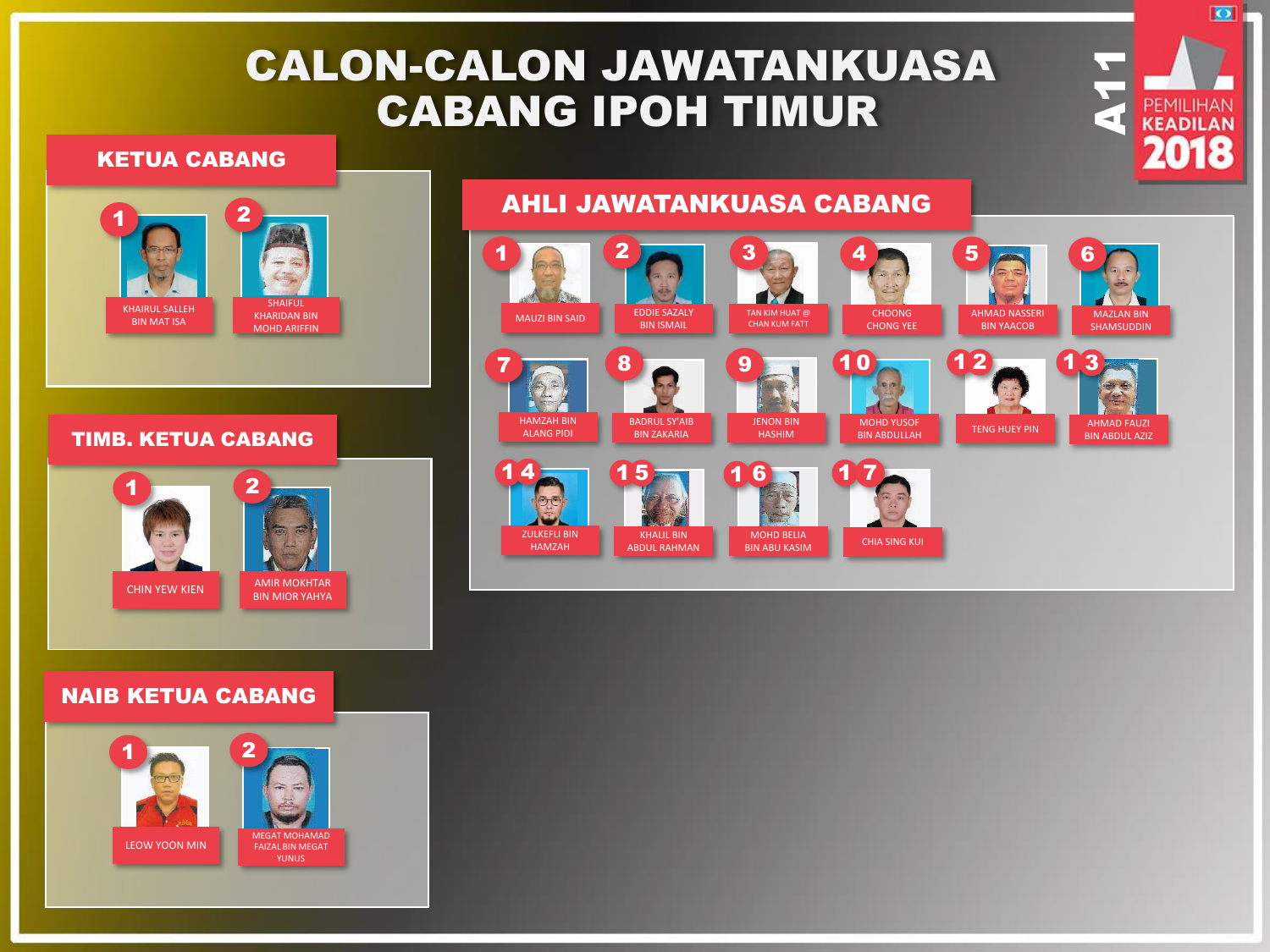# CALON-CALON JAWATANKUASA CABANG IPOH TIMUR

A11 PEMILIHAN KEADILAN 2018

## KETUA CABANG

1. KHAIRUL SALLEH BIN MAT ISA
2. SHAIFUL KHARIDAN BIN MOHD ARIFFIN

## TIMB. KETUA CABANG

1. CHIN YEW KIEN
2. AMIR MOKHTAR BIN MIOR YAHYA

## NAIB KETUA CABANG

1. LEOW YOON MIN
2. MEGAT MOHAMAD FAIZAL BIN MEGAT YUNUS

## AHLI JAWATANKUASA CABANG

1. MAUZI BIN SAID
2. EDDIE SAZALY BIN ISMAIL
3. TAN KIM HUAT @ CHAN KUM FATT
4. CHOONG CHONG YEE
5. AHMAD NASSERI BIN YAACOB
6. MAZLAN BIN SHAMSUDDIN
7. HAMZAH BIN ALANG PIDI
8. BADRUL SY'AIB BIN ZAKARIA
9. JENON BIN HASHIM
10. MOHD YUSOF BIN ABDULLAH
12. TENG HUEY PIN
13. AHMAD FAUZI BIN ABDUL AZIZ
14. ZULKEFLI BIN HAMZAH
15. KHALIL BIN ABDUL RAHMAN
16. MOHD BELIA BIN ABU KASIM
17. CHIA SING KUI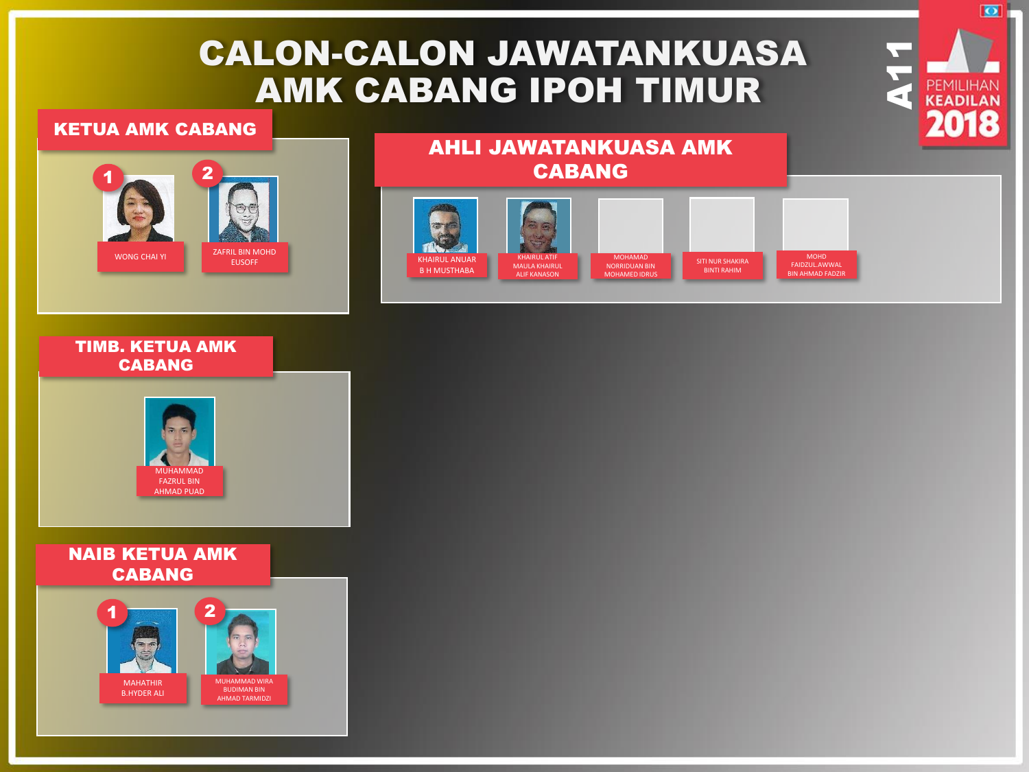# CALON-CALON JAWATANKUASA AMK CABANG IPOH TIMUR

A11

PEMILIHAN KEADILAN 2018

## KETUA AMK CABANG

1. WONG CHAI YI
2. ZAFRIL BIN MOHD EUSOFF

## TIMB. KETUA AMK CABANG

MUHAMMAD FAZRUL BIN AHMAD PUAD

## NAIB KETUA AMK CABANG

1. MAHATHIR B.HYDER ALI
2. MUHAMMAD WIRA BUDIMAN BIN AHMAD TARMIDZI

## AHLI JAWATANKUASA AMK CABANG

- KHAIRUL ANUAR B H MUSTHABA
- KHAIRUL ATIF MAULA KHAIRUL ALIF KANASON
- MOHAMAD NORRIDUAN BIN MOHAMED IDRUS
- SITI NUR SHAKIRA BINTI RAHIM
- MOHD FAIDZUL.AWWAL BIN AHMAD FADZIR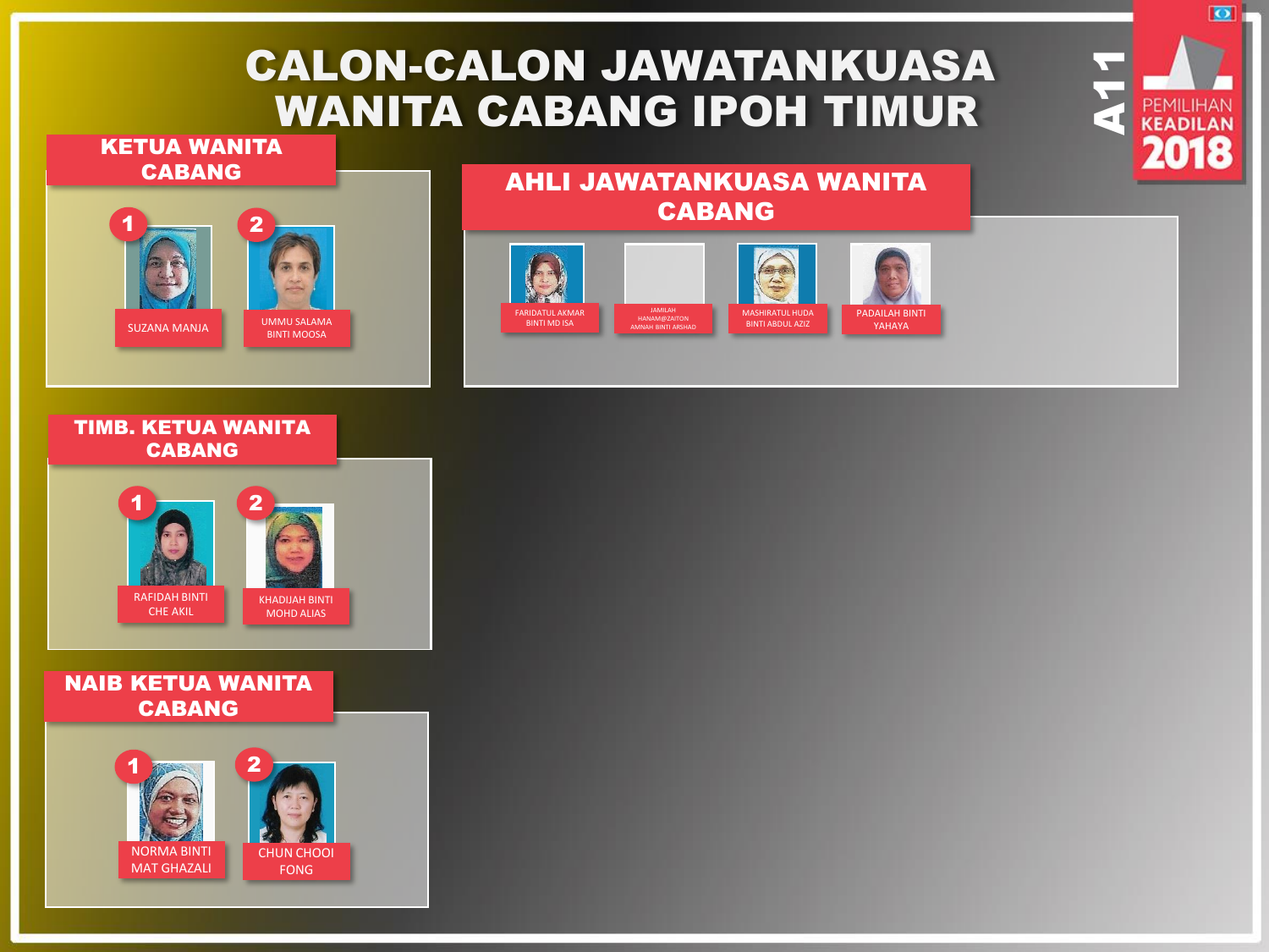# CALON-CALON JAWATANKUASA WANITA CABANG IPOH TIMUR

A11

PEMILIHAN KEADILAN 2018

## KETUA WANITA CABANG

1. SUZANA MANJA
2. UMMU SALAMA BINTI MOOSA

## AHLI JAWATANKUASA WANITA CABANG

- FARIDATUL AKMAR BINTI MD ISA
- JAMILAH HANAM@ZAITON AMNAH BINTI ARSHAD
- MASHIRATUL HUDA BINTI ABDUL AZIZ
- PADAILAH BINTI YAHAYA

## TIMB. KETUA WANITA CABANG

1. RAFIDAH BINTI CHE AKIL
2. KHADIJAH BINTI MOHD ALIAS

## NAIB KETUA WANITA CABANG

1. NORMA BINTI MAT GHAZALI
2. CHUN CHOOI FONG